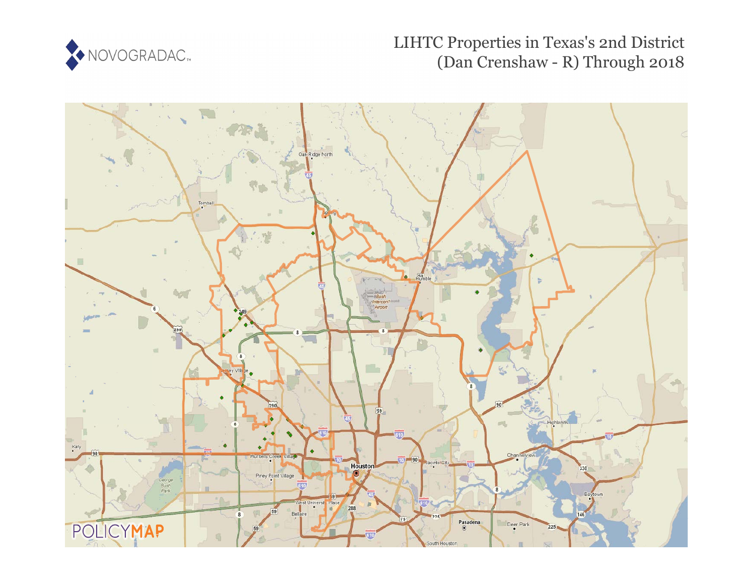NOVOGRADAC

# LIHTC Properties in Texas's 2nd District (Dan Crenshaw - R) Through 2018

POLICYMAP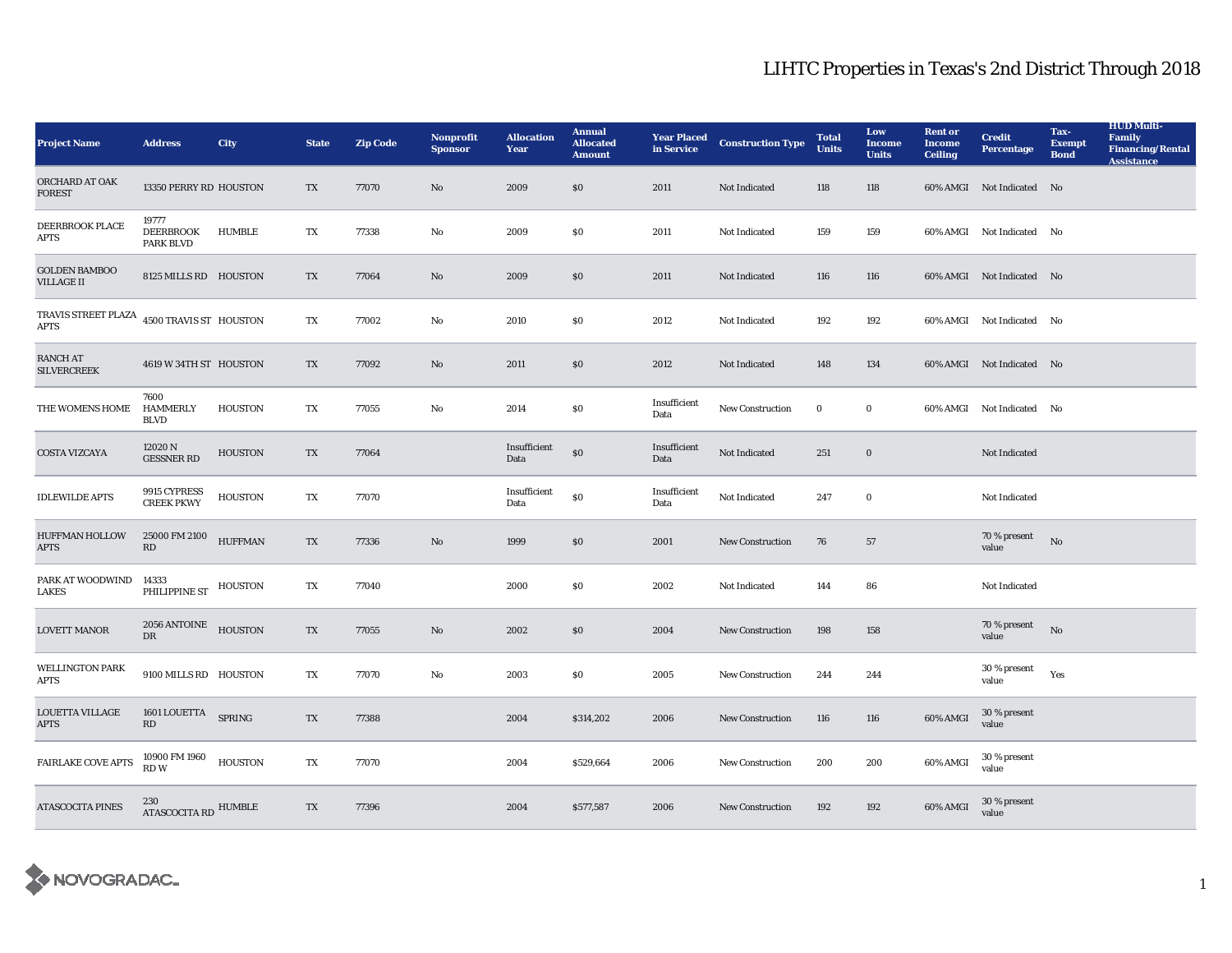# LIHTC Properties in Texas's 2nd District Through 2018

| Project Name | Address | City | State | Zip Code | Nonprofit Sponsor | Allocation Year | Annual Allocated Amount | Year Placed in Service | Construction Type | Total Units | Low Income Units | Rent or Income Ceiling | Credit Percentage | Tax-Exempt Bond | HUD Multi-Family Financing/Rental Assistance |
|---|---|---|---|---|---|---|---|---|---|---|---|---|---|---|---|
| ORCHARD AT OAK FOREST | 13350 PERRY RD | HOUSTON | TX | 77070 | No | 2009 | $0 | 2011 | Not Indicated | 118 | 118 | 60% AMGI | Not Indicated | No | |
| DEERBROOK PLACE APTS | 19777 DEERBROOK PARK BLVD | HUMBLE | TX | 77338 | No | 2009 | $0 | 2011 | Not Indicated | 159 | 159 | 60% AMGI | Not Indicated | No | |
| GOLDEN BAMBOO VILLAGE II | 8125 MILLS RD | HOUSTON | TX | 77064 | No | 2009 | $0 | 2011 | Not Indicated | 116 | 116 | 60% AMGI | Not Indicated | No | |
| TRAVIS STREET PLAZA APTS | 4500 TRAVIS ST | HOUSTON | TX | 77002 | No | 2010 | $0 | 2012 | Not Indicated | 192 | 192 | 60% AMGI | Not Indicated | No | |
| RANCH AT SILVERCREEK | 4619 W 34TH ST | HOUSTON | TX | 77092 | No | 2011 | $0 | 2012 | Not Indicated | 148 | 134 | 60% AMGI | Not Indicated | No | |
| THE WOMENS HOME | 7600 HAMMERLY BLVD | HOUSTON | TX | 77055 | No | 2014 | $0 | Insufficient Data | New Construction | 0 | 0 | 60% AMGI | Not Indicated | No | |
| COSTA VIZCAYA | 12020 N GESSNER RD | HOUSTON | TX | 77064 | | Insufficient Data | $0 | Insufficient Data | Not Indicated | 251 | 0 | | Not Indicated | | |
| IDLEWILDE APTS | 9915 CYPRESS CREEK PKWY | HOUSTON | TX | 77070 | | Insufficient Data | $0 | Insufficient Data | Not Indicated | 247 | 0 | | Not Indicated | | |
| HUFFMAN HOLLOW APTS | 25000 FM 2100 RD | HUFFMAN | TX | 77336 | No | 1999 | $0 | 2001 | New Construction | 76 | 57 | | 70 % present value | No | |
| PARK AT WOODWIND LAKES | 14333 PHILIPPINE ST | HOUSTON | TX | 77040 | | 2000 | $0 | 2002 | Not Indicated | 144 | 86 | | Not Indicated | | |
| LOVETT MANOR | 2056 ANTOINE DR | HOUSTON | TX | 77055 | No | 2002 | $0 | 2004 | New Construction | 198 | 158 | | 70 % present value | No | |
| WELLINGTON PARK APTS | 9100 MILLS RD | HOUSTON | TX | 77070 | No | 2003 | $0 | 2005 | New Construction | 244 | 244 | | 30 % present value | Yes | |
| LOUETTA VILLAGE APTS | 1601 LOUETTA RD | SPRING | TX | 77388 | | 2004 | $314,202 | 2006 | New Construction | 116 | 116 | 60% AMGI | 30 % present value | | |
| FAIRLAKE COVE APTS | 10900 FM 1960 RD W | HOUSTON | TX | 77070 | | 2004 | $529,664 | 2006 | New Construction | 200 | 200 | 60% AMGI | 30 % present value | | |
| ATASCOCITA PINES | 230 ATASCOCITA RD | HUMBLE | TX | 77396 | | 2004 | $577,587 | 2006 | New Construction | 192 | 192 | 60% AMGI | 30 % present value | | |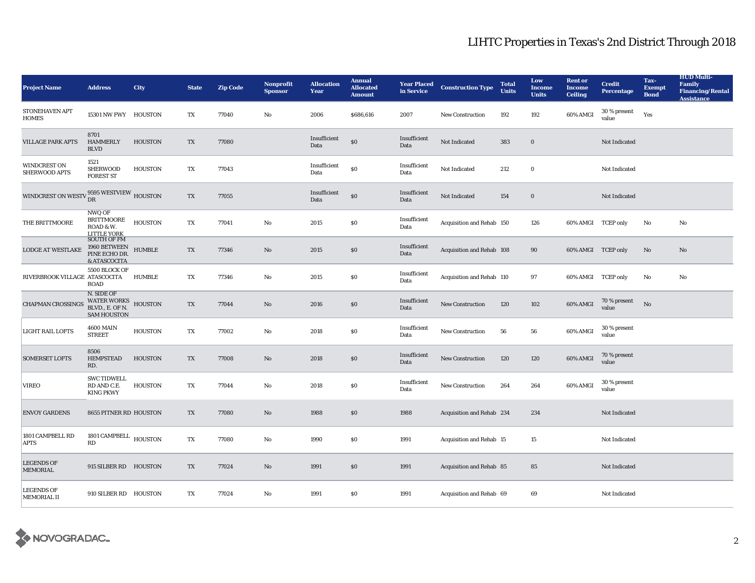# LIHTC Properties in Texas's 2nd District Through 2018

| Project Name | Address | City | State | Zip Code | Nonprofit Sponsor | Allocation Year | Annual Allocated Amount | Year Placed in Service | Construction Type | Total Units | Low Income Units | Rent or Income Ceiling | Credit Percentage | Tax-Exempt Bond | HUD Multi-Family Financing/Rental Assistance |
|---|---|---|---|---|---|---|---|---|---|---|---|---|---|---|---|
| STONEHAVEN APT HOMES | 15301 NW FWY | HOUSTON | TX | 77040 | No | 2006 | $686,616 | 2007 | New Construction | 192 | 192 | 60% AMGI | 30 % present value | Yes | |
| VILLAGE PARK APTS | 8701 HAMMERLY BLVD | HOUSTON | TX | 77080 | | Insufficient Data | $0 | Insufficient Data | Not Indicated | 383 | 0 | | Not Indicated | | |
| WINDCREST ON SHERWOOD APTS | 1521 SHERWOOD FOREST ST | HOUSTON | TX | 77043 | | Insufficient Data | $0 | Insufficient Data | Not Indicated | 212 | 0 | | Not Indicated | | |
| WINDCREST ON WESTV | 9595 WESTVIEW DR | HOUSTON | TX | 77055 | | Insufficient Data | $0 | Insufficient Data | Not Indicated | 154 | 0 | | Not Indicated | | |
| THE BRITTMOORE | NWQ OF BRITTMOORE ROAD & W. LITTLE YORK | HOUSTON | TX | 77041 | No | 2015 | $0 | Insufficient Data | Acquisition and Rehab | 150 | 126 | 60% AMGI | TCEP only | No | No |
| LODGE AT WESTLAKE | SOUTH OF FM 1960 BETWEEN PINE ECHO DR. & ATASCOCITA | HUMBLE | TX | 77346 | No | 2015 | $0 | Insufficient Data | Acquisition and Rehab | 108 | 90 | 60% AMGI | TCEP only | No | No |
| RIVERBROOK VILLAGE | 5500 BLOCK OF ATASCOCITA ROAD | HUMBLE | TX | 77346 | No | 2015 | $0 | Insufficient Data | Acquisition and Rehab | 110 | 97 | 60% AMGI | TCEP only | No | No |
| CHAPMAN CROSSINGS | N. SIDE OF WATER WORKS BLVD., E. OF N. SAM HOUSTON | HOUSTON | TX | 77044 | No | 2016 | $0 | Insufficient Data | New Construction | 120 | 102 | 60% AMGI | 70 % present value | No | |
| LIGHT RAIL LOFTS | 4600 MAIN STREET | HOUSTON | TX | 77002 | No | 2018 | $0 | Insufficient Data | New Construction | 56 | 56 | 60% AMGI | 30 % present value | | |
| SOMERSET LOFTS | 8506 HEMPSTEAD RD. | HOUSTON | TX | 77008 | No | 2018 | $0 | Insufficient Data | New Construction | 120 | 120 | 60% AMGI | 70 % present value | | |
| VIREO | SWC TIDWELL RD AND C.E. KING PKWY | HOUSTON | TX | 77044 | No | 2018 | $0 | Insufficient Data | New Construction | 264 | 264 | 60% AMGI | 30 % present value | | |
| ENVOY GARDENS | 8655 PITNER RD | HOUSTON | TX | 77080 | No | 1988 | $0 | 1988 | Acquisition and Rehab | 234 | 234 | | Not Indicated | | |
| 1801 CAMPBELL RD APTS | 1801 CAMPBELL RD | HOUSTON | TX | 77080 | No | 1990 | $0 | 1991 | Acquisition and Rehab | 15 | 15 | | Not Indicated | | |
| LEGENDS OF MEMORIAL | 915 SILBER RD | HOUSTON | TX | 77024 | No | 1991 | $0 | 1991 | Acquisition and Rehab | 85 | 85 | | Not Indicated | | |
| LEGENDS OF MEMORIAL II | 910 SILBER RD | HOUSTON | TX | 77024 | No | 1991 | $0 | 1991 | Acquisition and Rehab | 69 | 69 | | Not Indicated | | |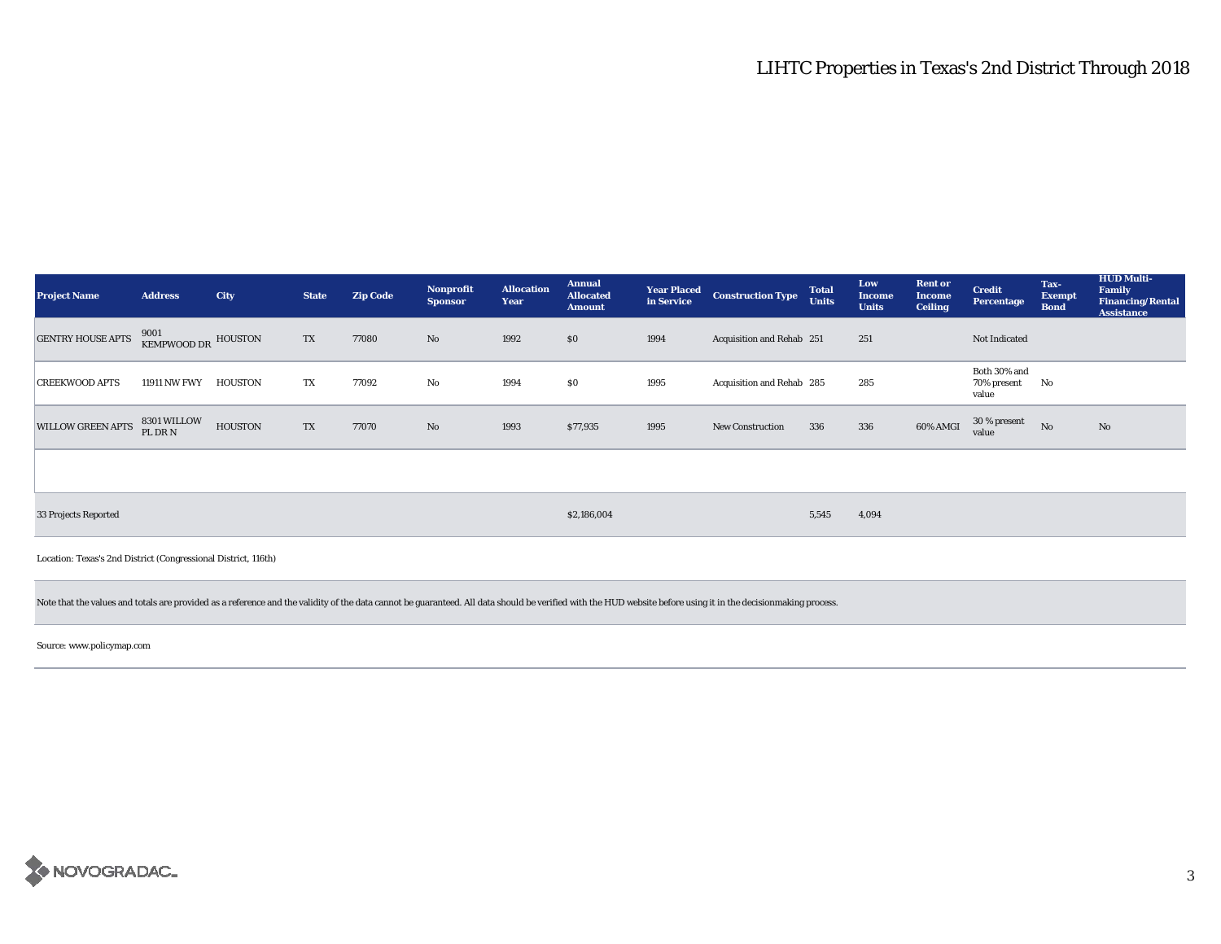## LIHTC Properties in Texas's 2nd District Through 2018

| Project Name | Address | City | State | Zip Code | Nonprofit Sponsor | Allocation Year | Annual Allocated Amount | Year Placed in Service | Construction Type | Total Units | Low Income Units | Rent or Income Ceiling | Credit Percentage | Tax-Exempt Bond | HUD Multi-Family Financing/Rental Assistance |
|---|---|---|---|---|---|---|---|---|---|---|---|---|---|---|---|
| GENTRY HOUSE APTS | 9001 KEMPWOOD DR | HOUSTON | TX | 77080 | No | 1992 | $0 | 1994 | Acquisition and Rehab | 251 | 251 | | Not Indicated | | |
| CREEKWOOD APTS | 11911 NW FWY | HOUSTON | TX | 77092 | No | 1994 | $0 | 1995 | Acquisition and Rehab | 285 | 285 | | Both 30% and 70% present value | No | |
| WILLOW GREEN APTS | 8301 WILLOW PL DR N | HOUSTON | TX | 77070 | No | 1993 | $77,935 | 1995 | New Construction | 336 | 336 | 60% AMGI | 30 % present value | No | No |
| | | | | | | | | | | | | | | | |
| 33 Projects Reported | | | | | | | $2,186,004 | | | 5,545 | 4,094 | | | | |

Location: Texas's 2nd District (Congressional District, 116th)

Note that the values and totals are provided as a reference and the validity of the data cannot be guaranteed. All data should be verified with the HUD website before using it in the decisionmaking process.

Source: www.policymap.com